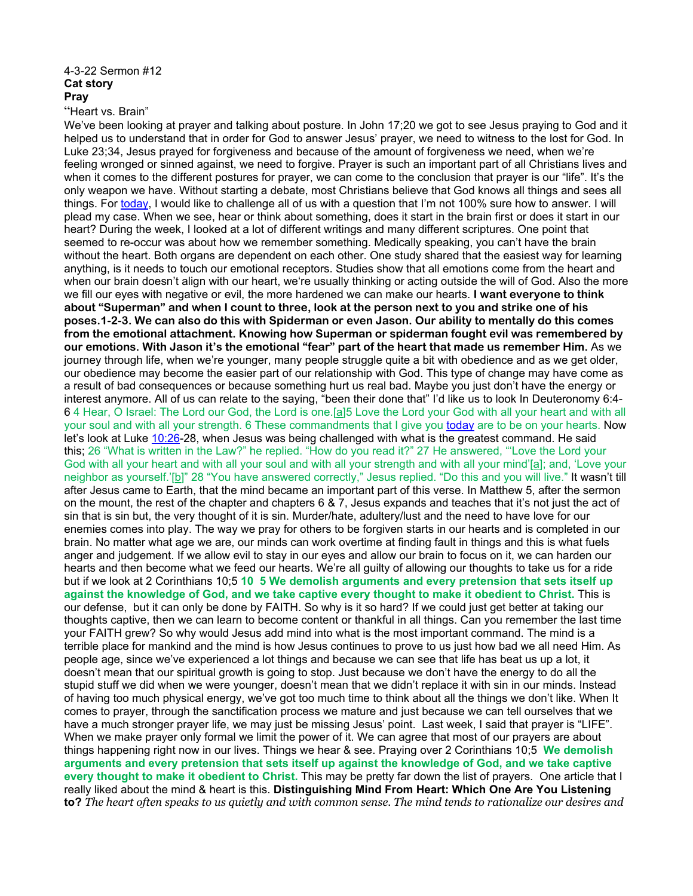4-3-22 Sermon #12
**Cat story**
**Pray**
"Heart vs. Brain"
We've been looking at prayer and talking about posture. In John 17;20 we got to see Jesus praying to God and it helped us to understand that in order for God to answer Jesus' prayer, we need to witness to the lost for God. In Luke 23;34, Jesus prayed for forgiveness and because of the amount of forgiveness we need, when we're feeling wronged or sinned against, we need to forgive. Prayer is such an important part of all Christians lives and when it comes to the different postures for prayer, we can come to the conclusion that prayer is our "life". It's the only weapon we have. Without starting a debate, most Christians believe that God knows all things and sees all things. For today, I would like to challenge all of us with a question that I'm not 100% sure how to answer. I will plead my case. When we see, hear or think about something, does it start in the brain first or does it start in our heart? During the week, I looked at a lot of different writings and many different scriptures. One point that seemed to re-occur was about how we remember something. Medically speaking, you can't have the brain without the heart. Both organs are dependent on each other. One study shared that the easiest way for learning anything, is it needs to touch our emotional receptors. Studies show that all emotions come from the heart and when our brain doesn't align with our heart, we're usually thinking or acting outside the will of God. Also the more we fill our eyes with negative or evil, the more hardened we can make our hearts. **I want everyone to think about "Superman" and when I count to three, look at the person next to you and strike one of his poses.1-2-3. We can also do this with Spiderman or even Jason. Our ability to mentally do this comes from the emotional attachment. Knowing how Superman or spiderman fought evil was remembered by our emotions. With Jason it's the emotional "fear" part of the heart that made us remember Him.** As we journey through life, when we're younger, many people struggle quite a bit with obedience and as we get older, our obedience may become the easier part of our relationship with God. This type of change may have come as a result of bad consequences or because something hurt us real bad. Maybe you just don't have the energy or interest anymore. All of us can relate to the saying, "been their done that" I'd like us to look In Deuteronomy 6:4-6 4 Hear, O Israel: The Lord our God, the Lord is one.[a]5 Love the Lord your God with all your heart and with all your soul and with all your strength. 6 These commandments that I give you today are to be on your hearts. Now let's look at Luke 10:26-28, when Jesus was being challenged with what is the greatest command. He said this; 26 "What is written in the Law?" he replied. "How do you read it?" 27 He answered, "'Love the Lord your God with all your heart and with all your soul and with all your strength and with all your mind'[a]; and, 'Love your neighbor as yourself.'[b]" 28 "You have answered correctly," Jesus replied. "Do this and you will live." It wasn't till after Jesus came to Earth, that the mind became an important part of this verse. In Matthew 5, after the sermon on the mount, the rest of the chapter and chapters 6 & 7, Jesus expands and teaches that it's not just the act of sin that is sin but, the very thought of it is sin. Murder/hate, adultery/lust and the need to have love for our enemies comes into play. The way we pray for others to be forgiven starts in our hearts and is completed in our brain. No matter what age we are, our minds can work overtime at finding fault in things and this is what fuels anger and judgement. If we allow evil to stay in our eyes and allow our brain to focus on it, we can harden our hearts and then become what we feed our hearts. We're all guilty of allowing our thoughts to take us for a ride but if we look at 2 Corinthians 10;5 **10 5 We demolish arguments and every pretension that sets itself up against the knowledge of God, and we take captive every thought to make it obedient to Christ.** This is our defense, but it can only be done by FAITH. So why is it so hard? If we could just get better at taking our thoughts captive, then we can learn to become content or thankful in all things. Can you remember the last time your FAITH grew? So why would Jesus add mind into what is the most important command. The mind is a terrible place for mankind and the mind is how Jesus continues to prove to us just how bad we all need Him. As people age, since we've experienced a lot things and because we can see that life has beat us up a lot, it doesn't mean that our spiritual growth is going to stop. Just because we don't have the energy to do all the stupid stuff we did when we were younger, doesn't mean that we didn't replace it with sin in our minds. Instead of having too much physical energy, we've got too much time to think about all the things we don't like. When It comes to prayer, through the sanctification process we mature and just because we can tell ourselves that we have a much stronger prayer life, we may just be missing Jesus' point. Last week, I said that prayer is "LIFE". When we make prayer only formal we limit the power of it. We can agree that most of our prayers are about things happening right now in our lives. Things we hear & see. Praying over 2 Corinthians 10;5 **We demolish arguments and every pretension that sets itself up against the knowledge of God, and we take captive every thought to make it obedient to Christ.** This may be pretty far down the list of prayers. One article that I really liked about the mind & heart is this. **Distinguishing Mind From Heart: Which One Are You Listening to?** *The heart often speaks to us quietly and with common sense. The mind tends to rationalize our desires and*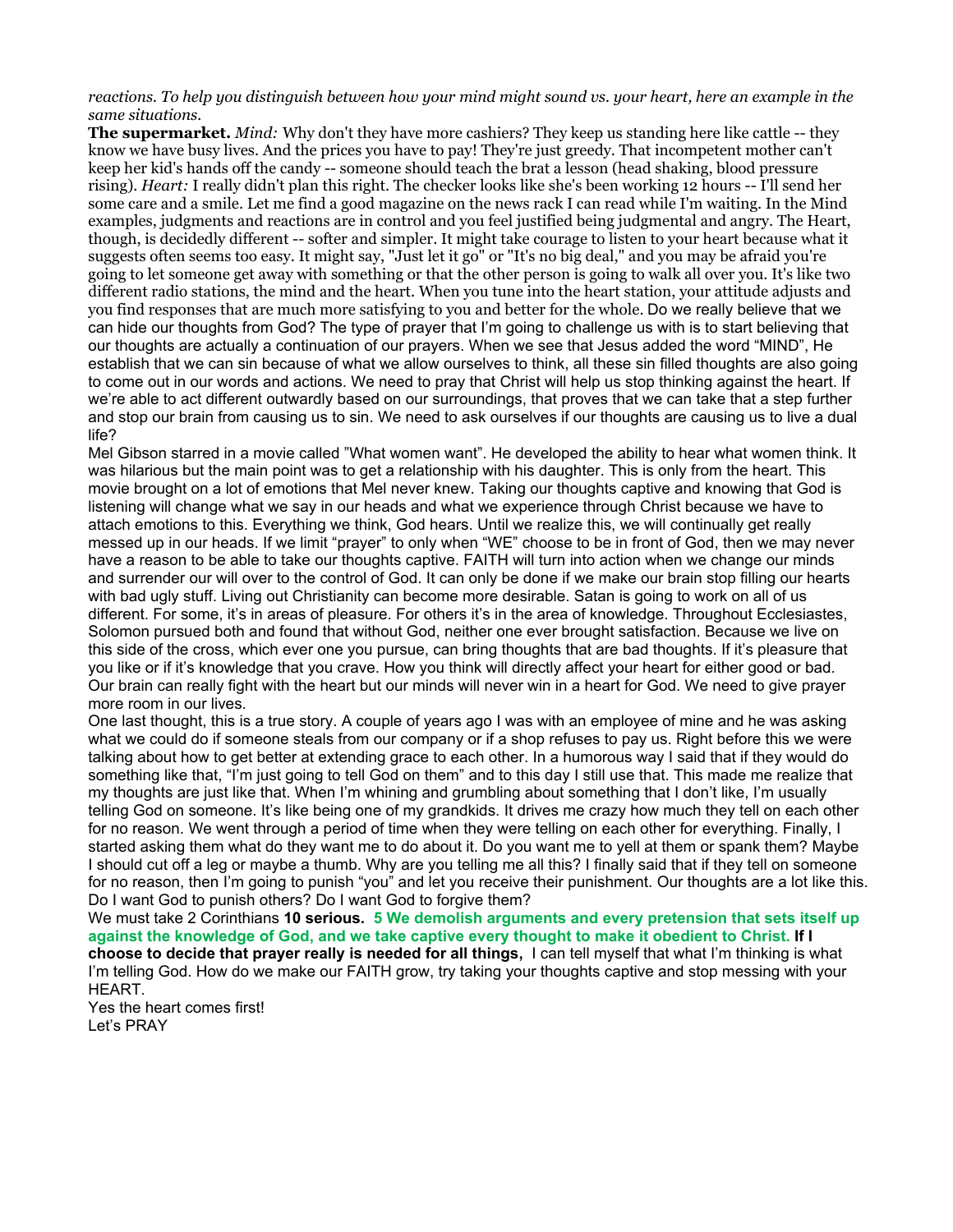*reactions. To help you distinguish between how your mind might sound vs. your heart, here an example in the same situations.*

**The supermarket.** *Mind:* Why don't they have more cashiers? They keep us standing here like cattle -- they know we have busy lives. And the prices you have to pay! They're just greedy. That incompetent mother can't keep her kid's hands off the candy -- someone should teach the brat a lesson (head shaking, blood pressure rising). *Heart:* I really didn't plan this right. The checker looks like she's been working 12 hours -- I'll send her some care and a smile. Let me find a good magazine on the news rack I can read while I'm waiting. In the Mind examples, judgments and reactions are in control and you feel justified being judgmental and angry. The Heart, though, is decidedly different -- softer and simpler. It might take courage to listen to your heart because what it suggests often seems too easy. It might say, "Just let it go" or "It's no big deal," and you may be afraid you're going to let someone get away with something or that the other person is going to walk all over you. It's like two different radio stations, the mind and the heart. When you tune into the heart station, your attitude adjusts and you find responses that are much more satisfying to you and better for the whole. Do we really believe that we can hide our thoughts from God? The type of prayer that I'm going to challenge us with is to start believing that our thoughts are actually a continuation of our prayers. When we see that Jesus added the word "MIND", He establish that we can sin because of what we allow ourselves to think, all these sin filled thoughts are also going to come out in our words and actions. We need to pray that Christ will help us stop thinking against the heart. If we're able to act different outwardly based on our surroundings, that proves that we can take that a step further and stop our brain from causing us to sin. We need to ask ourselves if our thoughts are causing us to live a dual life?

Mel Gibson starred in a movie called "What women want". He developed the ability to hear what women think. It was hilarious but the main point was to get a relationship with his daughter. This is only from the heart. This movie brought on a lot of emotions that Mel never knew. Taking our thoughts captive and knowing that God is listening will change what we say in our heads and what we experience through Christ because we have to attach emotions to this. Everything we think, God hears. Until we realize this, we will continually get really messed up in our heads. If we limit "prayer" to only when "WE" choose to be in front of God, then we may never have a reason to be able to take our thoughts captive. FAITH will turn into action when we change our minds and surrender our will over to the control of God. It can only be done if we make our brain stop filling our hearts with bad ugly stuff. Living out Christianity can become more desirable. Satan is going to work on all of us different. For some, it's in areas of pleasure. For others it's in the area of knowledge. Throughout Ecclesiastes, Solomon pursued both and found that without God, neither one ever brought satisfaction. Because we live on this side of the cross, which ever one you pursue, can bring thoughts that are bad thoughts. If it's pleasure that you like or if it's knowledge that you crave. How you think will directly affect your heart for either good or bad. Our brain can really fight with the heart but our minds will never win in a heart for God. We need to give prayer more room in our lives.

One last thought, this is a true story. A couple of years ago I was with an employee of mine and he was asking what we could do if someone steals from our company or if a shop refuses to pay us. Right before this we were talking about how to get better at extending grace to each other. In a humorous way I said that if they would do something like that, "I'm just going to tell God on them" and to this day I still use that. This made me realize that my thoughts are just like that. When I'm whining and grumbling about something that I don't like, I'm usually telling God on someone. It's like being one of my grandkids. It drives me crazy how much they tell on each other for no reason. We went through a period of time when they were telling on each other for everything. Finally, I started asking them what do they want me to do about it. Do you want me to yell at them or spank them? Maybe I should cut off a leg or maybe a thumb. Why are you telling me all this? I finally said that if they tell on someone for no reason, then I'm going to punish "you" and let you receive their punishment. Our thoughts are a lot like this. Do I want God to punish others? Do I want God to forgive them?

We must take 2 Corinthians **10 serious. 5 We demolish arguments and every pretension that sets itself up against the knowledge of God, and we take captive every thought to make it obedient to Christ. If I choose to decide that prayer really is needed for all things,** I can tell myself that what I'm thinking is what I'm telling God. How do we make our FAITH grow, try taking your thoughts captive and stop messing with your HEART.

Yes the heart comes first!

Let's PRAY